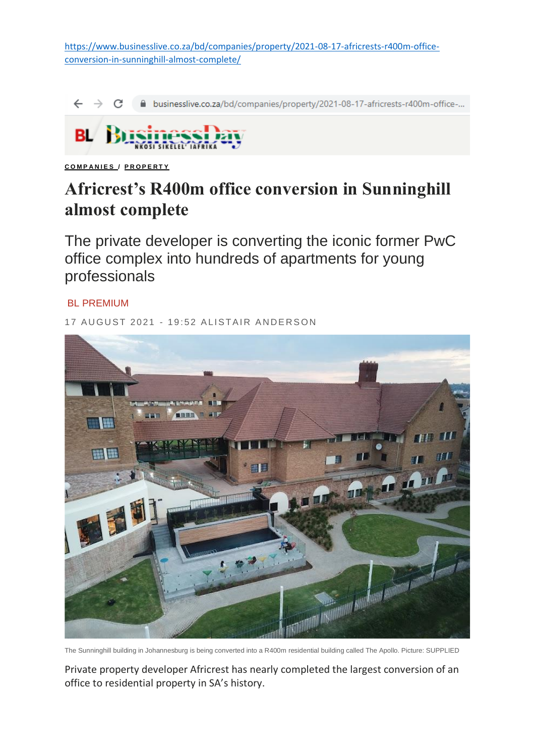https://www.businesslive.co.za/bd/companies/property/2021-08-17-africrests-r400m-office-conversion-in-sunninghill-almost-complete/

businesslive.co.za/bd/companies/property/2021-08-17-africrests-r400m-office-...

BL BusinessDay NKOSI SIKELEL' IAFRIKA

COMPANIES / PROPERTY

# Africrest's R400m office conversion in Sunninghill almost complete

## The private developer is converting the iconic former PwC office complex into hundreds of apartments for young professionals

BL PREMIUM

17 AUGUST 2021 - 19:52 ALISTAIR ANDERSON

The Sunninghill building in Johannesburg is being converted into a R400m residential building called The Apollo. Picture: SUPPLIED

Private property developer Africrest has nearly completed the largest conversion of an office to residential property in SA's history.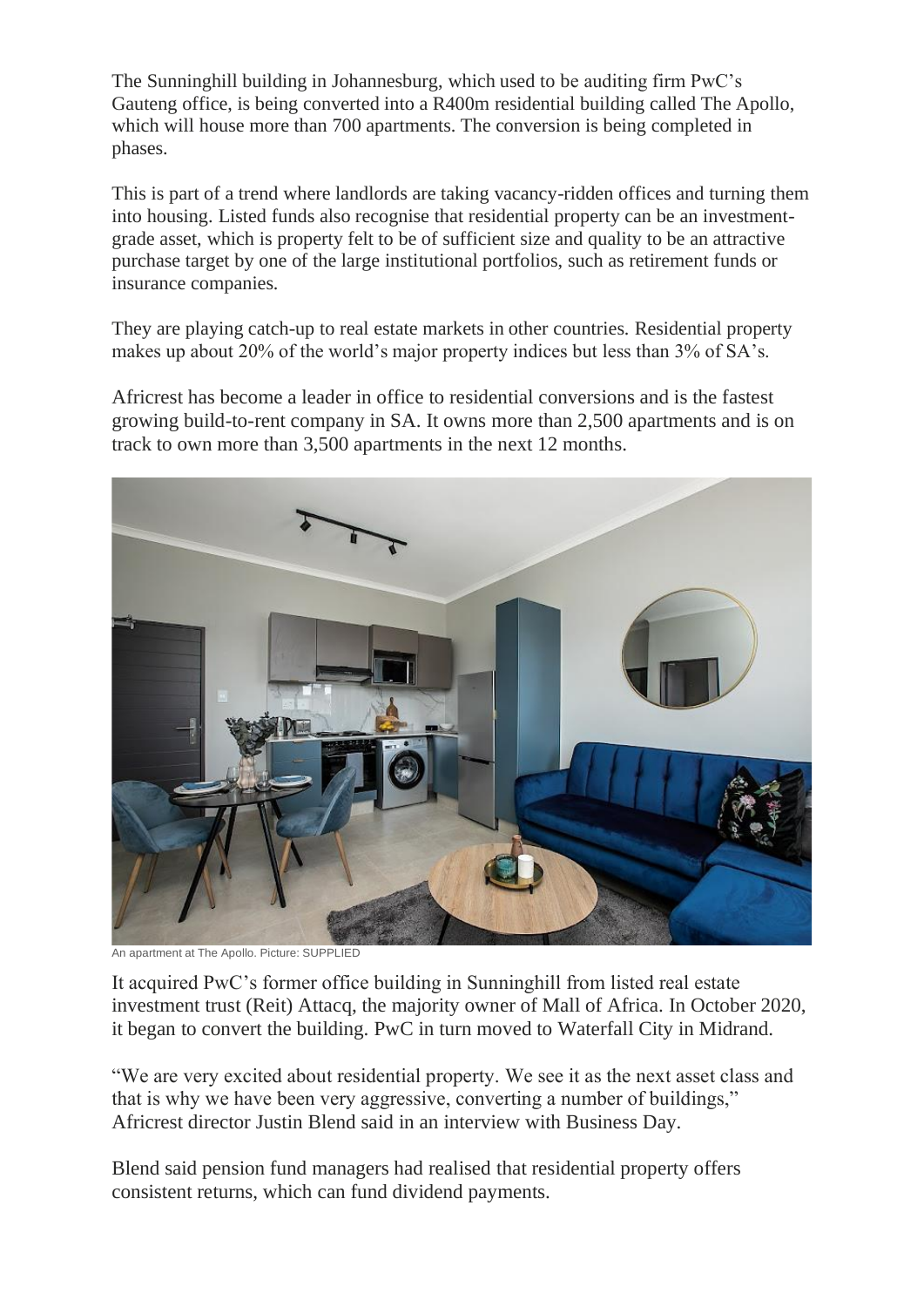The Sunninghill building in Johannesburg, which used to be auditing firm PwC's Gauteng office, is being converted into a R400m residential building called The Apollo, which will house more than 700 apartments. The conversion is being completed in phases.

This is part of a trend where landlords are taking vacancy-ridden offices and turning them into housing. Listed funds also recognise that residential property can be an investment-grade asset, which is property felt to be of sufficient size and quality to be an attractive purchase target by one of the large institutional portfolios, such as retirement funds or insurance companies.

They are playing catch-up to real estate markets in other countries. Residential property makes up about 20% of the world's major property indices but less than 3% of SA's.

Africrest has become a leader in office to residential conversions and is the fastest growing build-to-rent company in SA. It owns more than 2,500 apartments and is on track to own more than 3,500 apartments in the next 12 months.

An apartment at The Apollo. Picture: SUPPLIED

It acquired PwC's former office building in Sunninghill from listed real estate investment trust (Reit) Attacq, the majority owner of Mall of Africa. In October 2020, it began to convert the building. PwC in turn moved to Waterfall City in Midrand.

"We are very excited about residential property. We see it as the next asset class and that is why we have been very aggressive, converting a number of buildings," Africrest director Justin Blend said in an interview with Business Day.

Blend said pension fund managers had realised that residential property offers consistent returns, which can fund dividend payments.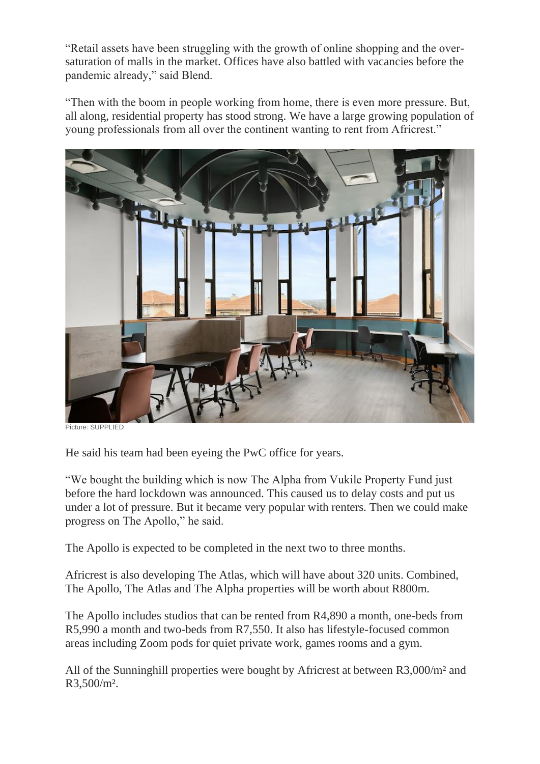"Retail assets have been struggling with the growth of online shopping and the over-saturation of malls in the market. Offices have also battled with vacancies before the pandemic already," said Blend.

"Then with the boom in people working from home, there is even more pressure. But, all along, residential property has stood strong. We have a large growing population of young professionals from all over the continent wanting to rent from Africrest."

Picture: SUPPLIED

He said his team had been eyeing the PwC office for years.

"We bought the building which is now The Alpha from Vukile Property Fund just before the hard lockdown was announced. This caused us to delay costs and put us under a lot of pressure. But it became very popular with renters. Then we could make progress on The Apollo," he said.

The Apollo is expected to be completed in the next two to three months.

Africrest is also developing The Atlas, which will have about 320 units. Combined, The Apollo, The Atlas and The Alpha properties will be worth about R800m.

The Apollo includes studios that can be rented from R4,890 a month, one-beds from R5,990 a month and two-beds from R7,550. It also has lifestyle-focused common areas including Zoom pods for quiet private work, games rooms and a gym.

All of the Sunninghill properties were bought by Africrest at between R3,000/m² and R3,500/m².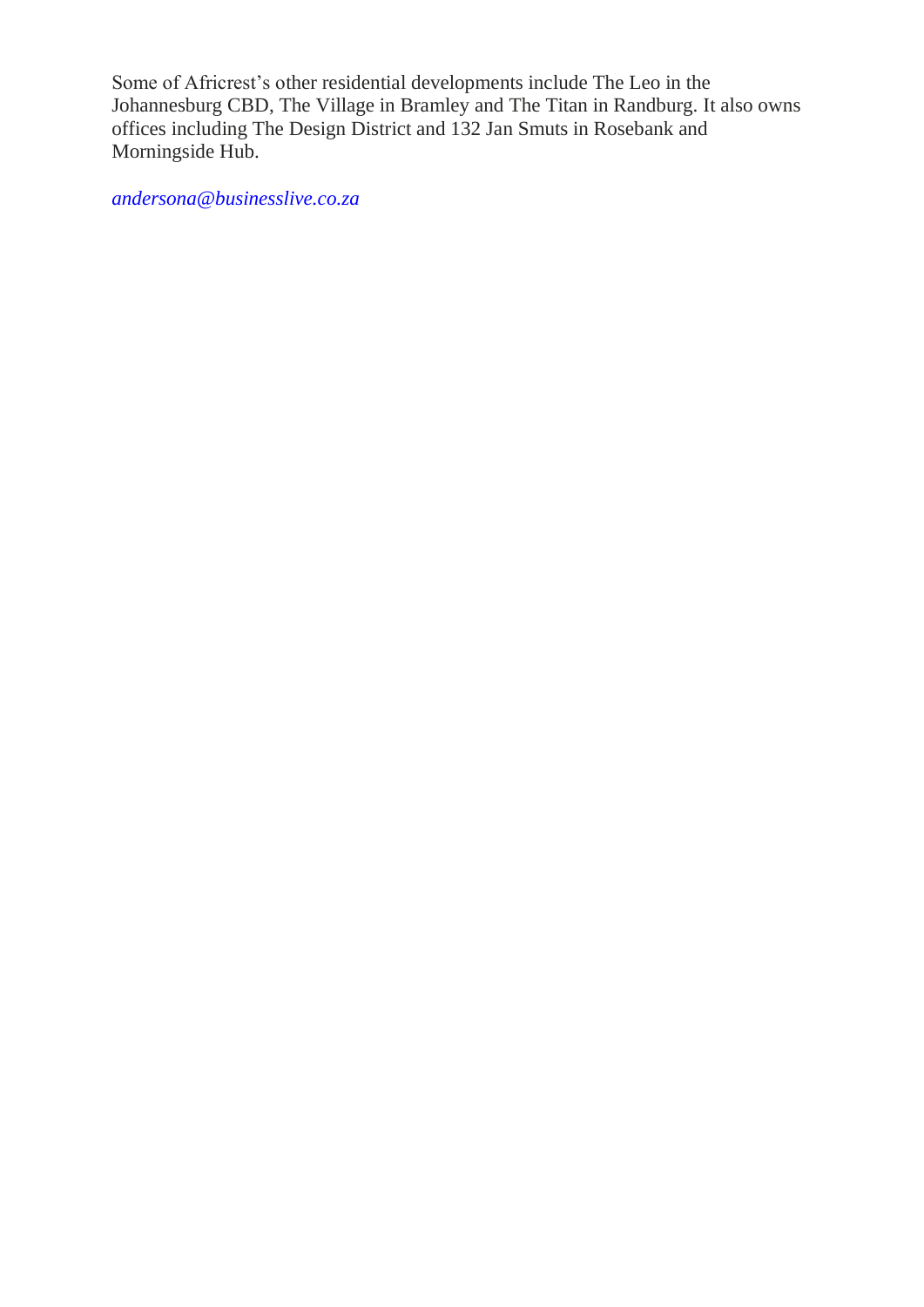Some of Africrest's other residential developments include The Leo in the Johannesburg CBD, The Village in Bramley and The Titan in Randburg. It also owns offices including The Design District and 132 Jan Smuts in Rosebank and Morningside Hub.

*andersona@businesslive.co.za*